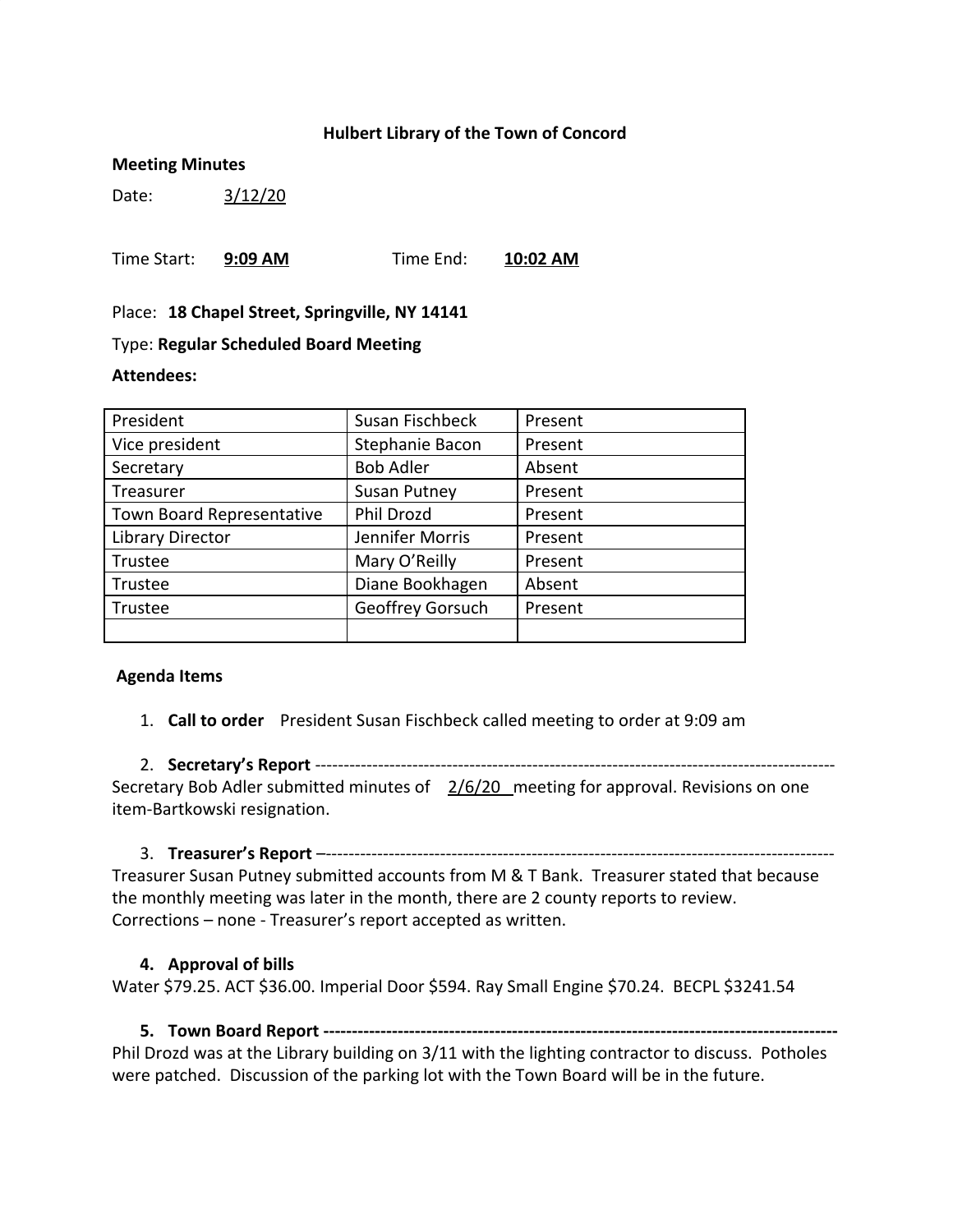**Hulbert Library of the Town of Concord**

**Meeting Minutes**

Date: 3/12/20

Time Start: **9:09 AM** Time End: **10:02 AM**

Place: **18 Chapel Street, Springville, NY 14141**

Type: **Regular Scheduled Board Meeting**

**Attendees:**

| | | |
|---|---|---|
| President | Susan Fischbeck | Present |
| Vice president | Stephanie Bacon | Present |
| Secretary | Bob Adler | Absent |
| Treasurer | Susan Putney | Present |
| Town Board Representative | Phil Drozd | Present |
| Library Director | Jennifer Morris | Present |
| Trustee | Mary O'Reilly | Present |
| Trustee | Diane Bookhagen | Absent |
| Trustee | Geoffrey Gorsuch | Present |
| | | |

**Agenda Items**

1. **Call to order** President Susan Fischbeck called meeting to order at 9:09 am

2. **Secretary's Report** ------------------------------------------------------------------------------------------
Secretary Bob Adler submitted minutes of 2/6/20 meeting for approval. Revisions on one item-Bartkowski resignation.

3. **Treasurer's Report** –-----------------------------------------------------------------------------------------
Treasurer Susan Putney submitted accounts from M & T Bank. Treasurer stated that because the monthly meeting was later in the month, there are 2 county reports to review. Corrections – none - Treasurer's report accepted as written.

4. **Approval of bills**
Water $79.25. ACT $36.00. Imperial Door $594. Ray Small Engine $70.24. BECPL $3241.54

5. **Town Board Report** ------------------------------------------------------------------------------------------
Phil Drozd was at the Library building on 3/11 with the lighting contractor to discuss. Potholes were patched. Discussion of the parking lot with the Town Board will be in the future.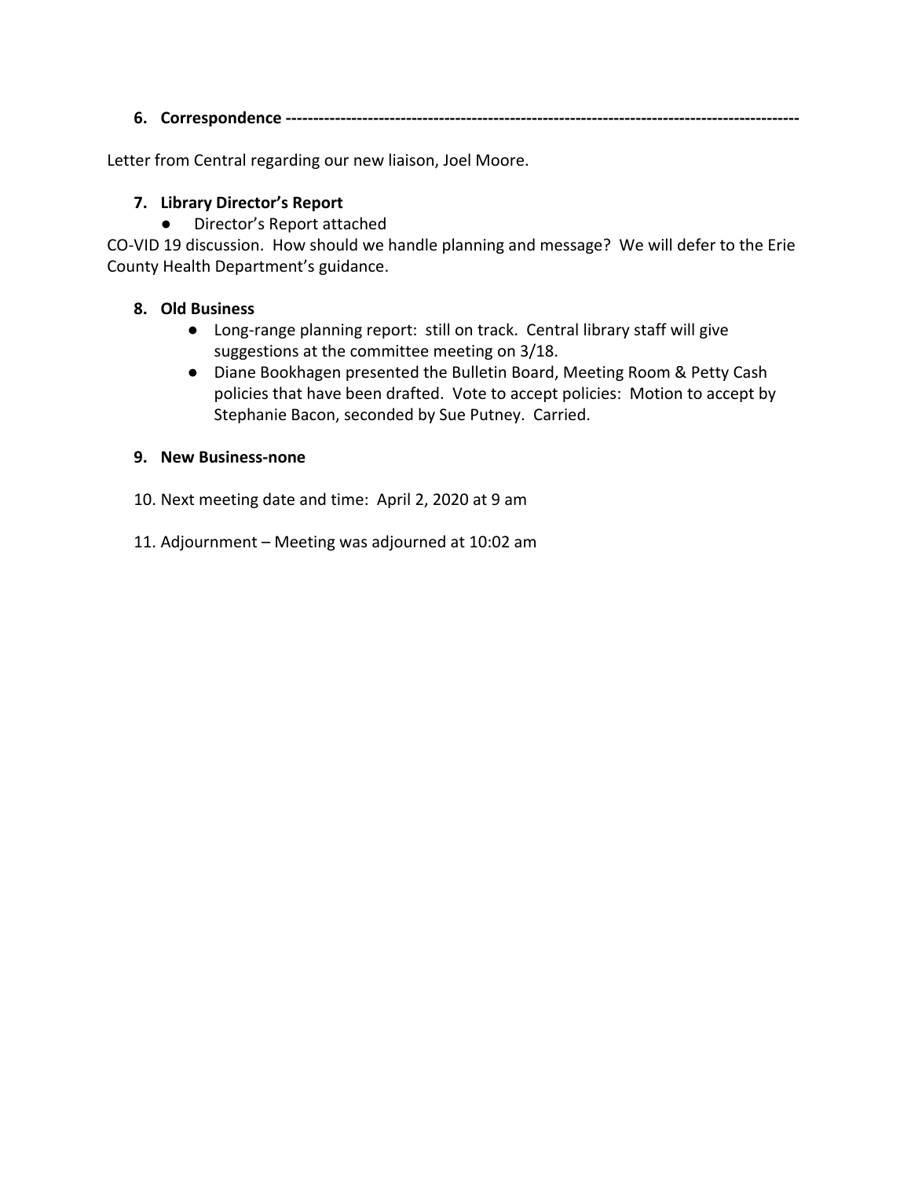6. **Correspondence ---------------------------------------------------------------------------------------------**

Letter from Central regarding our new liaison, Joel Moore.

7. **Library Director's Report**
   - Director's Report attached

CO-VID 19 discussion. How should we handle planning and message? We will defer to the Erie County Health Department's guidance.

8. **Old Business**
   - Long-range planning report: still on track. Central library staff will give suggestions at the committee meeting on 3/18.
   - Diane Bookhagen presented the Bulletin Board, Meeting Room & Petty Cash policies that have been drafted. Vote to accept policies: Motion to accept by Stephanie Bacon, seconded by Sue Putney. Carried.

9. **New Business-none**

10. Next meeting date and time: April 2, 2020 at 9 am

11. Adjournment – Meeting was adjourned at 10:02 am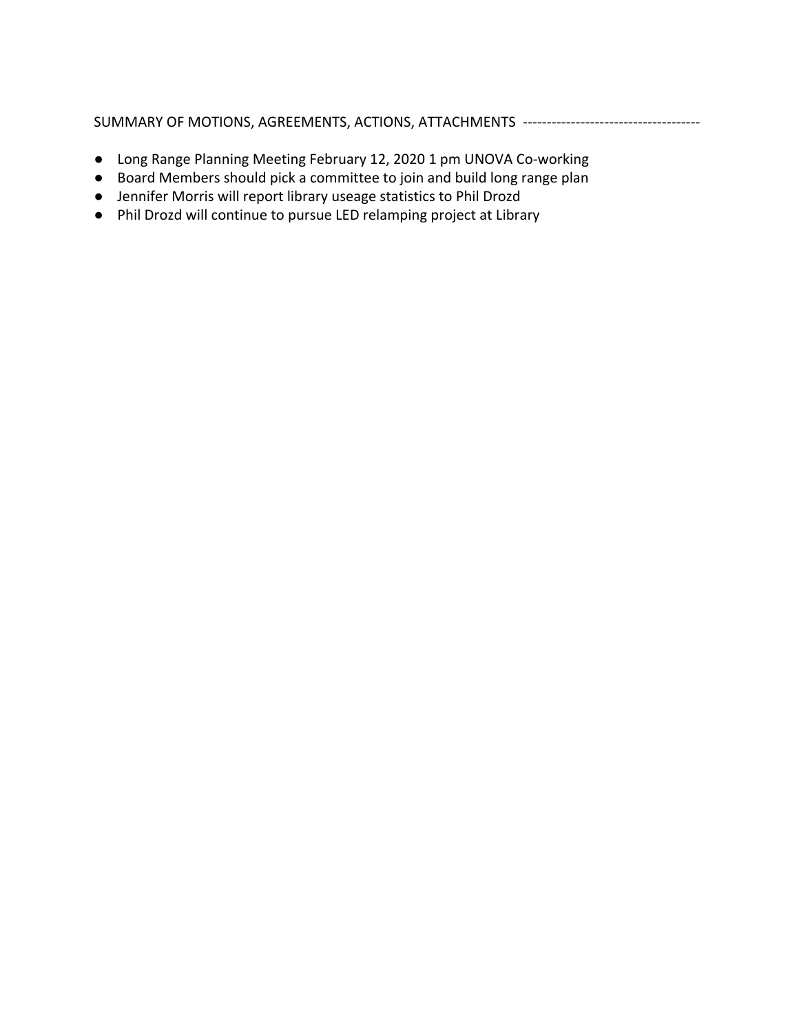SUMMARY OF MOTIONS, AGREEMENTS, ACTIONS, ATTACHMENTS -------------------------------------

- Long Range Planning Meeting February 12, 2020 1 pm UNOVA Co-working
- Board Members should pick a committee to join and build long range plan
- Jennifer Morris will report library useage statistics to Phil Drozd
- Phil Drozd will continue to pursue LED relamping project at Library